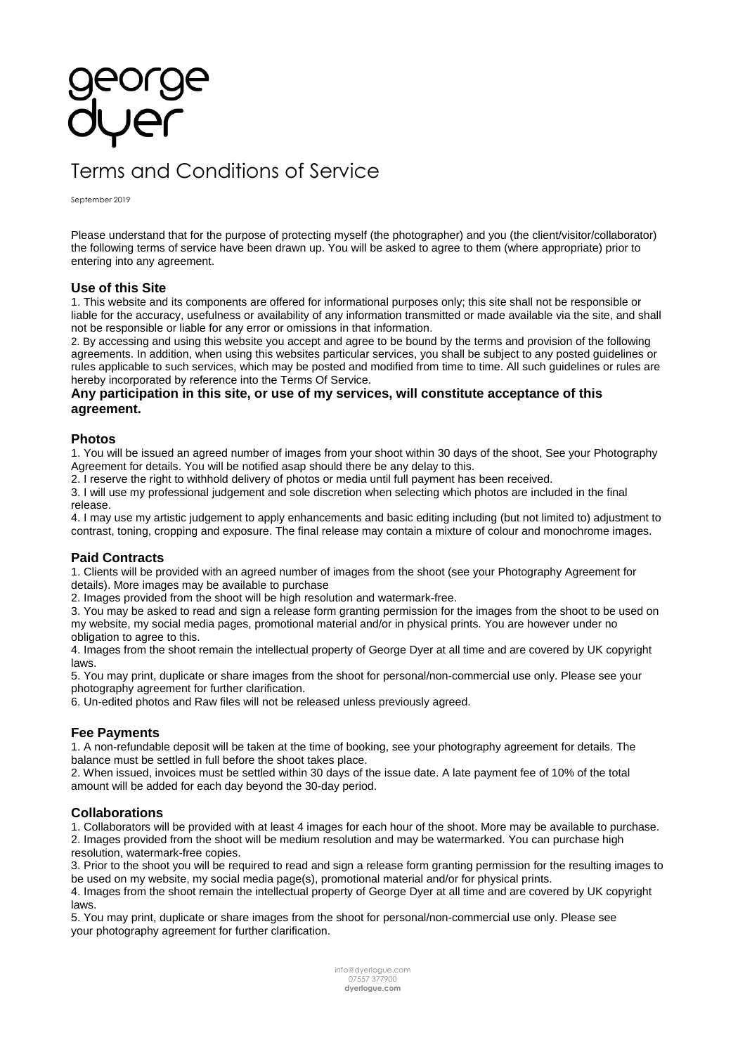# george dyer

## Terms and Conditions of Service

September 2019

Please understand that for the purpose of protecting myself (the photographer) and you (the client/visitor/collaborator) the following terms of service have been drawn up. You will be asked to agree to them (where appropriate) prior to entering into any agreement.

### Use of this Site

1. This website and its components are offered for informational purposes only; this site shall not be responsible or liable for the accuracy, usefulness or availability of any information transmitted or made available via the site, and shall not be responsible or liable for any error or omissions in that information.
2. By accessing and using this website you accept and agree to be bound by the terms and provision of the following agreements. In addition, when using this websites particular services, you shall be subject to any posted guidelines or rules applicable to such services, which may be posted and modified from time to time. All such guidelines or rules are hereby incorporated by reference into the Terms Of Service.

**Any participation in this site, or use of my services, will constitute acceptance of this agreement.**

### Photos

1. You will be issued an agreed number of images from your shoot within 30 days of the shoot, See your Photography Agreement for details. You will be notified asap should there be any delay to this.
2. I reserve the right to withhold delivery of photos or media until full payment has been received.
3. I will use my professional judgement and sole discretion when selecting which photos are included in the final release.
4. I may use my artistic judgement to apply enhancements and basic editing including (but not limited to) adjustment to contrast, toning, cropping and exposure. The final release may contain a mixture of colour and monochrome images.

### Paid Contracts

1. Clients will be provided with an agreed number of images from the shoot (see your Photography Agreement for details). More images may be available to purchase
2. Images provided from the shoot will be high resolution and watermark-free.
3. You may be asked to read and sign a release form granting permission for the images from the shoot to be used on my website, my social media pages, promotional material and/or in physical prints. You are however under no obligation to agree to this.
4. Images from the shoot remain the intellectual property of George Dyer at all time and are covered by UK copyright laws.
5. You may print, duplicate or share images from the shoot for personal/non-commercial use only. Please see your photography agreement for further clarification.
6. Un-edited photos and Raw files will not be released unless previously agreed.

### Fee Payments

1. A non-refundable deposit will be taken at the time of booking, see your photography agreement for details. The balance must be settled in full before the shoot takes place.
2. When issued, invoices must be settled within 30 days of the issue date. A late payment fee of 10% of the total amount will be added for each day beyond the 30-day period.

### Collaborations

1. Collaborators will be provided with at least 4 images for each hour of the shoot. More may be available to purchase.
2. Images provided from the shoot will be medium resolution and may be watermarked. You can purchase high resolution, watermark-free copies.
3. Prior to the shoot you will be required to read and sign a release form granting permission for the resulting images to be used on my website, my social media page(s), promotional material and/or for physical prints.
4. Images from the shoot remain the intellectual property of George Dyer at all time and are covered by UK copyright laws.
5. You may print, duplicate or share images from the shoot for personal/non-commercial use only. Please see your photography agreement for further clarification.

info@dyerlogue.com
07557 377900
**dyerlogue.com**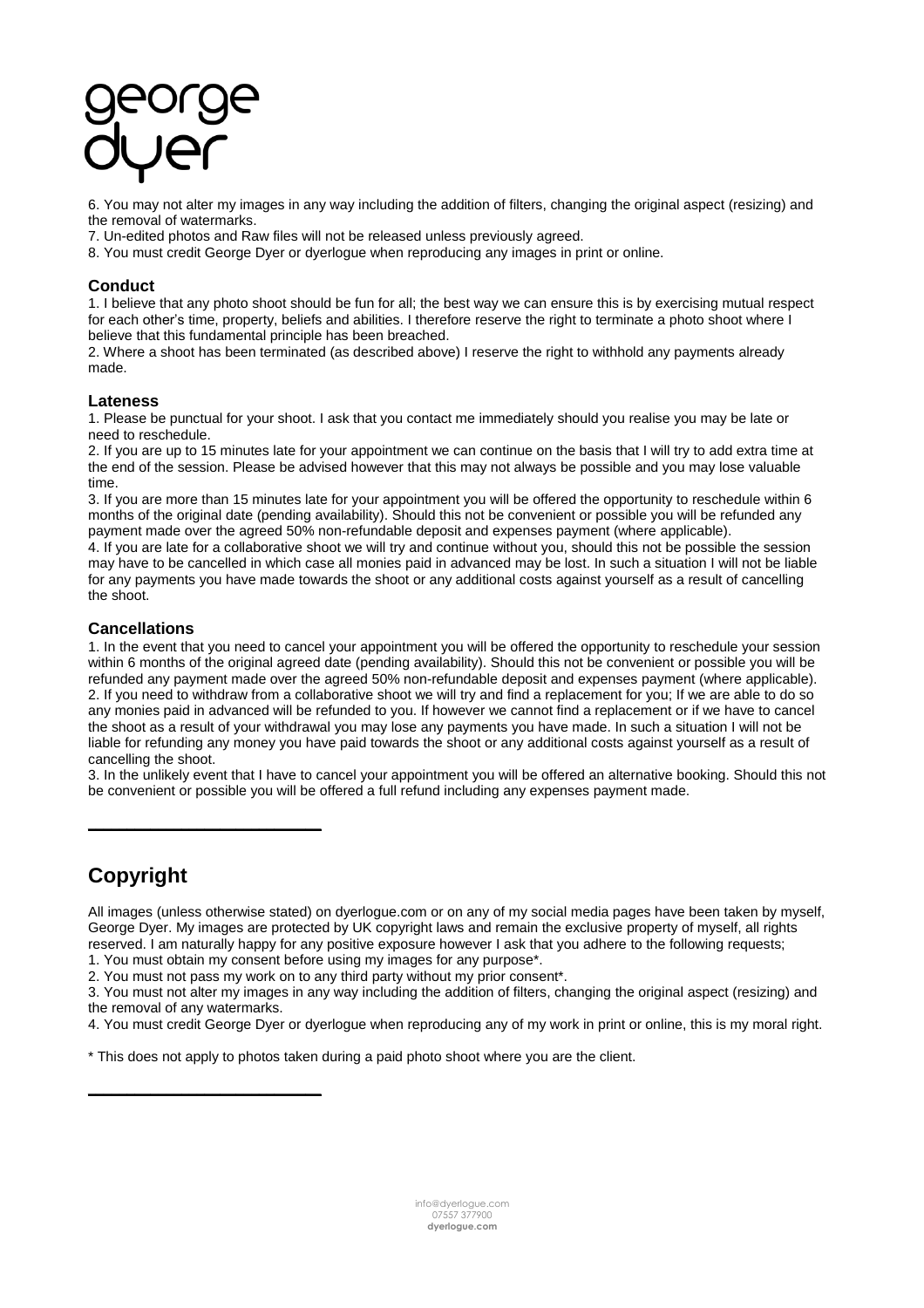6. You may not alter my images in any way including the addition of filters, changing the original aspect (resizing) and the removal of watermarks.
7. Un-edited photos and Raw files will not be released unless previously agreed.
8. You must credit George Dyer or dyerlogue when reproducing any images in print or online.

### Conduct

1. I believe that any photo shoot should be fun for all; the best way we can ensure this is by exercising mutual respect for each other's time, property, beliefs and abilities. I therefore reserve the right to terminate a photo shoot where I believe that this fundamental principle has been breached.
2. Where a shoot has been terminated (as described above) I reserve the right to withhold any payments already made.

### Lateness

1. Please be punctual for your shoot. I ask that you contact me immediately should you realise you may be late or need to reschedule.
2. If you are up to 15 minutes late for your appointment we can continue on the basis that I will try to add extra time at the end of the session. Please be advised however that this may not always be possible and you may lose valuable time.
3. If you are more than 15 minutes late for your appointment you will be offered the opportunity to reschedule within 6 months of the original date (pending availability). Should this not be convenient or possible you will be refunded any payment made over the agreed 50% non-refundable deposit and expenses payment (where applicable).
4. If you are late for a collaborative shoot we will try and continue without you, should this not be possible the session may have to be cancelled in which case all monies paid in advanced may be lost. In such a situation I will not be liable for any payments you have made towards the shoot or any additional costs against yourself as a result of cancelling the shoot.

### Cancellations

1. In the event that you need to cancel your appointment you will be offered the opportunity to reschedule your session within 6 months of the original agreed date (pending availability). Should this not be convenient or possible you will be refunded any payment made over the agreed 50% non-refundable deposit and expenses payment (where applicable).
2. If you need to withdraw from a collaborative shoot we will try and find a replacement for you; If we are able to do so any monies paid in advanced will be refunded to you. If however we cannot find a replacement or if we have to cancel the shoot as a result of your withdrawal you may lose any payments you have made. In such a situation I will not be liable for refunding any money you have paid towards the shoot or any additional costs against yourself as a result of cancelling the shoot.
3. In the unlikely event that I have to cancel your appointment you will be offered an alternative booking. Should this not be convenient or possible you will be offered a full refund including any expenses payment made.

## Copyright

All images (unless otherwise stated) on dyerlogue.com or on any of my social media pages have been taken by myself, George Dyer. My images are protected by UK copyright laws and remain the exclusive property of myself, all rights reserved. I am naturally happy for any positive exposure however I ask that you adhere to the following requests;

1. You must obtain my consent before using my images for any purpose*.
2. You must not pass my work on to any third party without my prior consent*.
3. You must not alter my images in any way including the addition of filters, changing the original aspect (resizing) and the removal of any watermarks.
4. You must credit George Dyer or dyerlogue when reproducing any of my work in print or online, this is my moral right.

* This does not apply to photos taken during a paid photo shoot where you are the client.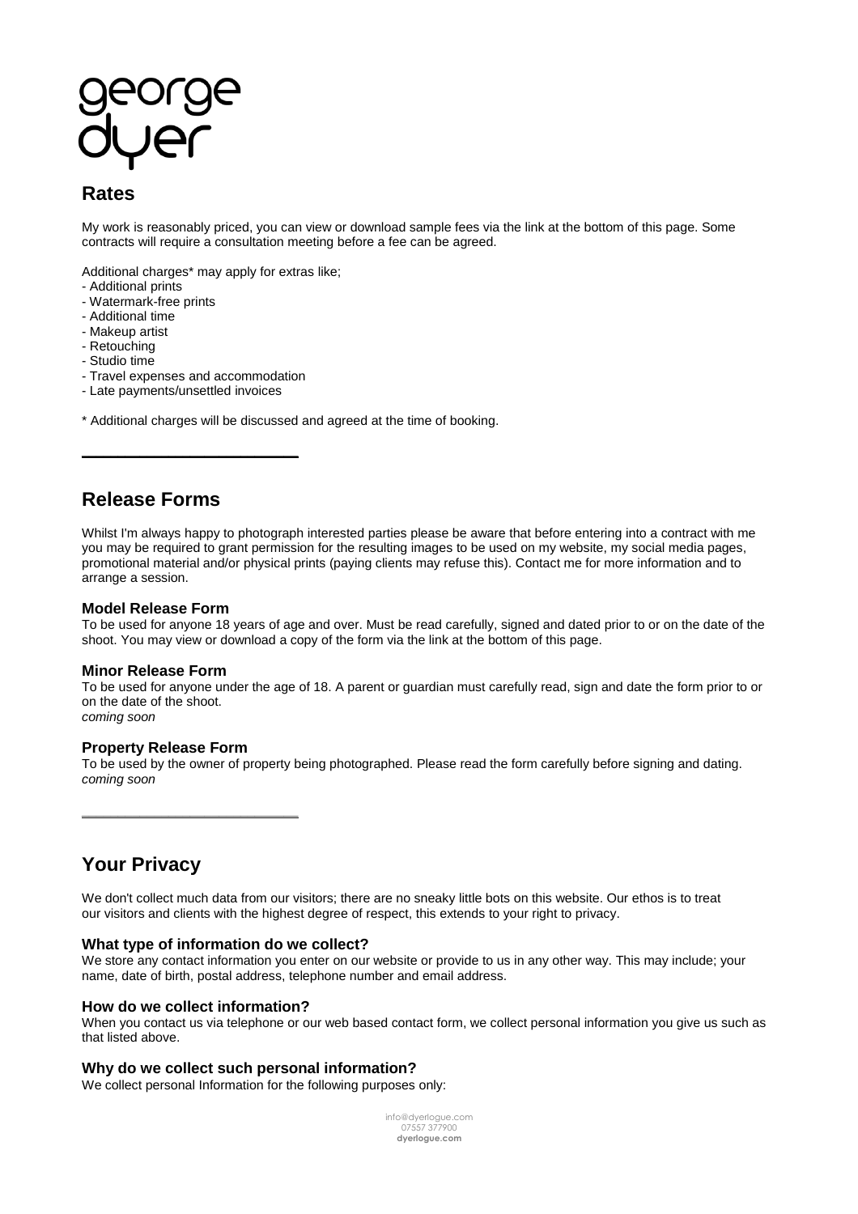george
dyer

## Rates

My work is reasonably priced, you can view or download sample fees via the link at the bottom of this page. Some contracts will require a consultation meeting before a fee can be agreed.

Additional charges* may apply for extras like;
- Additional prints
- Watermark-free prints
- Additional time
- Makeup artist
- Retouching
- Studio time
- Travel expenses and accommodation
- Late payments/unsettled invoices

* Additional charges will be discussed and agreed at the time of booking.

---

## Release Forms

Whilst I'm always happy to photograph interested parties please be aware that before entering into a contract with me you may be required to grant permission for the resulting images to be used on my website, my social media pages, promotional material and/or physical prints (paying clients may refuse this). Contact me for more information and to arrange a session.

### Model Release Form

To be used for anyone 18 years of age and over. Must be read carefully, signed and dated prior to or on the date of the shoot. You may view or download a copy of the form via the link at the bottom of this page.

### Minor Release Form

To be used for anyone under the age of 18. A parent or guardian must carefully read, sign and date the form prior to or on the date of the shoot.
*coming soon*

### Property Release Form

To be used by the owner of property being photographed. Please read the form carefully before signing and dating.
*coming soon*

---

## Your Privacy

We don't collect much data from our visitors; there are no sneaky little bots on this website. Our ethos is to treat our visitors and clients with the highest degree of respect, this extends to your right to privacy.

### What type of information do we collect?

We store any contact information you enter on our website or provide to us in any other way. This may include; your name, date of birth, postal address, telephone number and email address.

### How do we collect information?

When you contact us via telephone or our web based contact form, we collect personal information you give us such as that listed above.

### Why do we collect such personal information?

We collect personal Information for the following purposes only: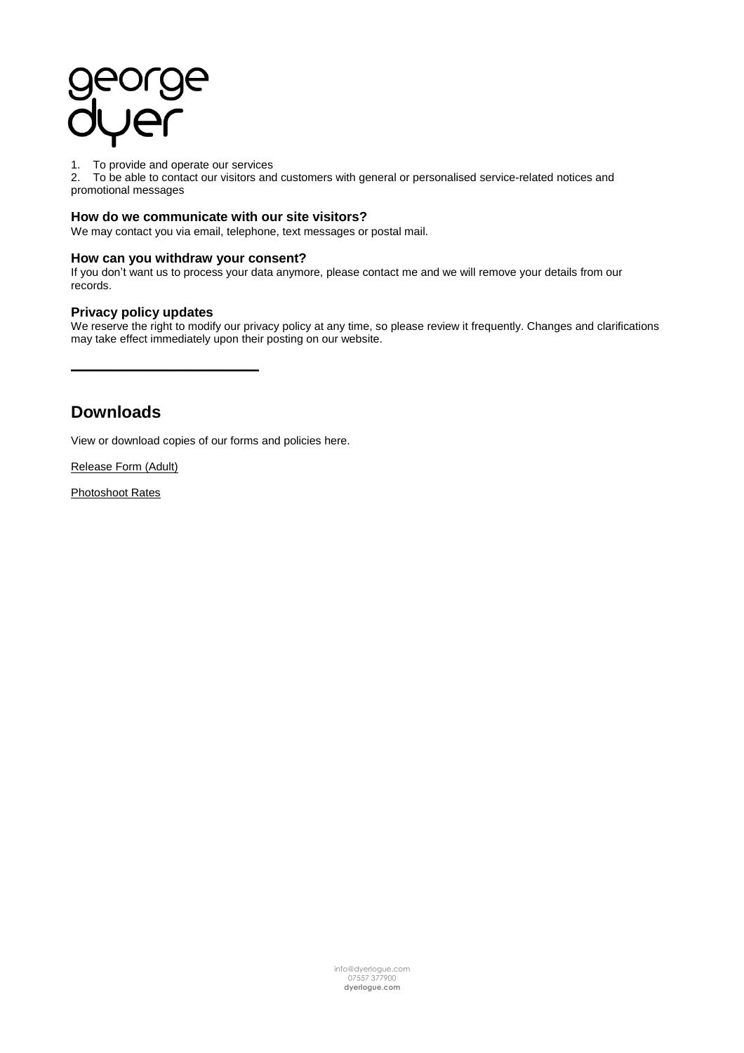1. To provide and operate our services
2. To be able to contact our visitors and customers with general or personalised service-related notices and promotional messages

### How do we communicate with our site visitors?

We may contact you via email, telephone, text messages or postal mail.

### How can you withdraw your consent?

If you don't want us to process your data anymore, please contact me and we will remove your details from our records.

### Privacy policy updates

We reserve the right to modify our privacy policy at any time, so please review it frequently. Changes and clarifications may take effect immediately upon their posting on our website.

---

## Downloads

View or download copies of our forms and policies here.

Release Form (Adult)

Photoshoot Rates